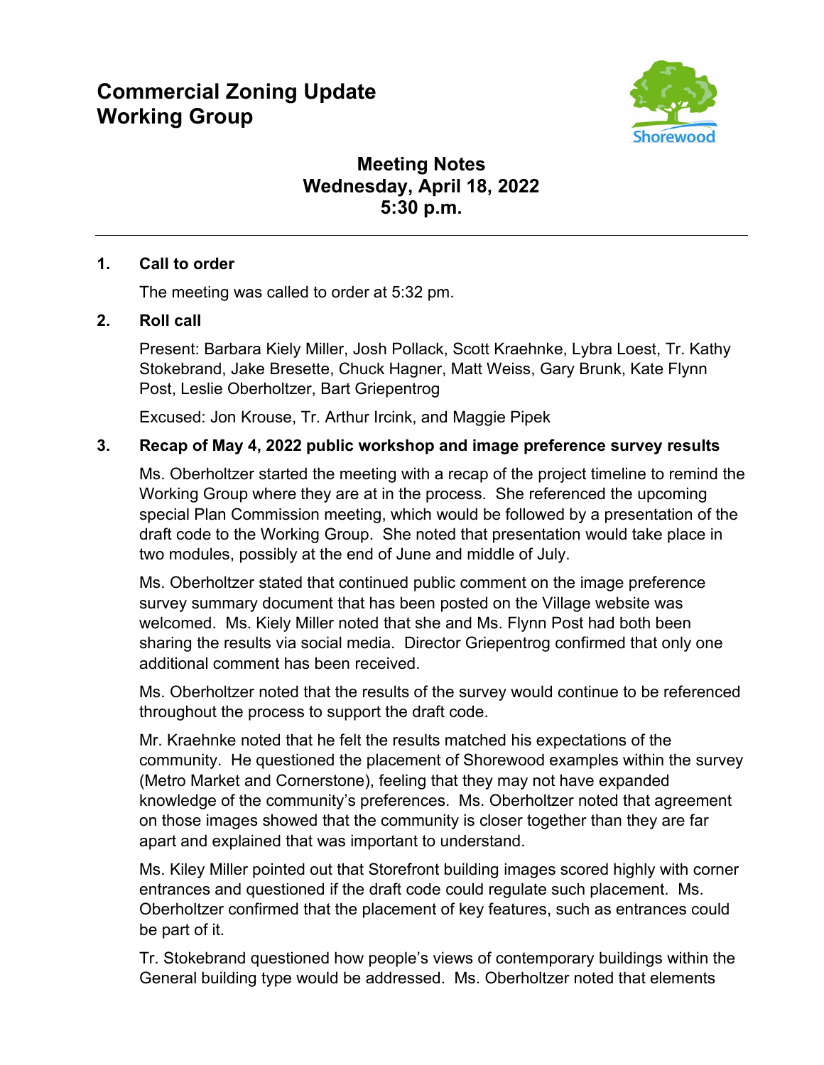# Commercial Zoning Update Working Group

Shorewood

## Meeting Notes
## Wednesday, April 18, 2022
## 5:30 p.m.

---

**1. Call to order**

The meeting was called to order at 5:32 pm.

**2. Roll call**

Present: Barbara Kiely Miller, Josh Pollack, Scott Kraehnke, Lybra Loest, Tr. Kathy Stokebrand, Jake Bresette, Chuck Hagner, Matt Weiss, Gary Brunk, Kate Flynn Post, Leslie Oberholtzer, Bart Griepentrog

Excused: Jon Krouse, Tr. Arthur Ircink, and Maggie Pipek

**3. Recap of May 4, 2022 public workshop and image preference survey results**

Ms. Oberholtzer started the meeting with a recap of the project timeline to remind the Working Group where they are at in the process. She referenced the upcoming special Plan Commission meeting, which would be followed by a presentation of the draft code to the Working Group. She noted that presentation would take place in two modules, possibly at the end of June and middle of July.

Ms. Oberholtzer stated that continued public comment on the image preference survey summary document that has been posted on the Village website was welcomed. Ms. Kiely Miller noted that she and Ms. Flynn Post had both been sharing the results via social media. Director Griepentrog confirmed that only one additional comment has been received.

Ms. Oberholtzer noted that the results of the survey would continue to be referenced throughout the process to support the draft code.

Mr. Kraehnke noted that he felt the results matched his expectations of the community. He questioned the placement of Shorewood examples within the survey (Metro Market and Cornerstone), feeling that they may not have expanded knowledge of the community's preferences. Ms. Oberholtzer noted that agreement on those images showed that the community is closer together than they are far apart and explained that was important to understand.

Ms. Kiley Miller pointed out that Storefront building images scored highly with corner entrances and questioned if the draft code could regulate such placement. Ms. Oberholtzer confirmed that the placement of key features, such as entrances could be part of it.

Tr. Stokebrand questioned how people's views of contemporary buildings within the General building type would be addressed. Ms. Oberholtzer noted that elements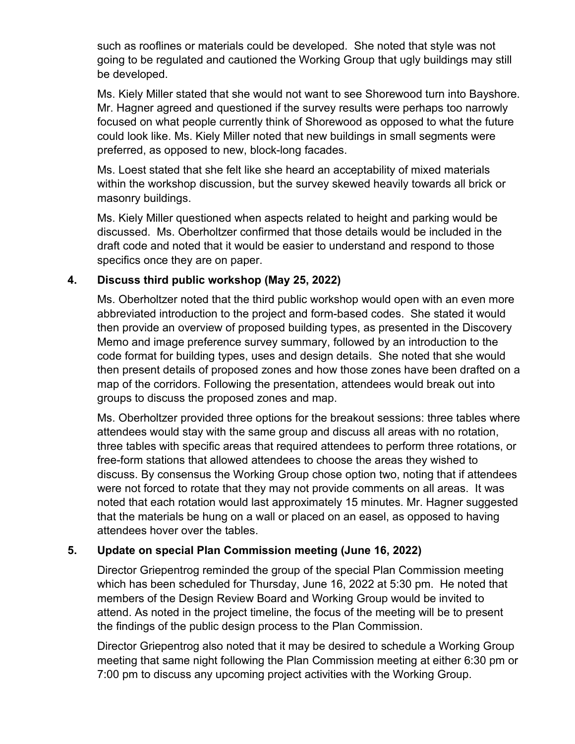such as rooflines or materials could be developed. She noted that style was not going to be regulated and cautioned the Working Group that ugly buildings may still be developed.

Ms. Kiely Miller stated that she would not want to see Shorewood turn into Bayshore. Mr. Hagner agreed and questioned if the survey results were perhaps too narrowly focused on what people currently think of Shorewood as opposed to what the future could look like. Ms. Kiely Miller noted that new buildings in small segments were preferred, as opposed to new, block-long facades.

Ms. Loest stated that she felt like she heard an acceptability of mixed materials within the workshop discussion, but the survey skewed heavily towards all brick or masonry buildings.

Ms. Kiely Miller questioned when aspects related to height and parking would be discussed. Ms. Oberholtzer confirmed that those details would be included in the draft code and noted that it would be easier to understand and respond to those specifics once they are on paper.

**4. Discuss third public workshop (May 25, 2022)**

Ms. Oberholtzer noted that the third public workshop would open with an even more abbreviated introduction to the project and form-based codes. She stated it would then provide an overview of proposed building types, as presented in the Discovery Memo and image preference survey summary, followed by an introduction to the code format for building types, uses and design details. She noted that she would then present details of proposed zones and how those zones have been drafted on a map of the corridors. Following the presentation, attendees would break out into groups to discuss the proposed zones and map.

Ms. Oberholtzer provided three options for the breakout sessions: three tables where attendees would stay with the same group and discuss all areas with no rotation, three tables with specific areas that required attendees to perform three rotations, or free-form stations that allowed attendees to choose the areas they wished to discuss. By consensus the Working Group chose option two, noting that if attendees were not forced to rotate that they may not provide comments on all areas. It was noted that each rotation would last approximately 15 minutes. Mr. Hagner suggested that the materials be hung on a wall or placed on an easel, as opposed to having attendees hover over the tables.

**5. Update on special Plan Commission meeting (June 16, 2022)**

Director Griepentrog reminded the group of the special Plan Commission meeting which has been scheduled for Thursday, June 16, 2022 at 5:30 pm. He noted that members of the Design Review Board and Working Group would be invited to attend. As noted in the project timeline, the focus of the meeting will be to present the findings of the public design process to the Plan Commission.

Director Griepentrog also noted that it may be desired to schedule a Working Group meeting that same night following the Plan Commission meeting at either 6:30 pm or 7:00 pm to discuss any upcoming project activities with the Working Group.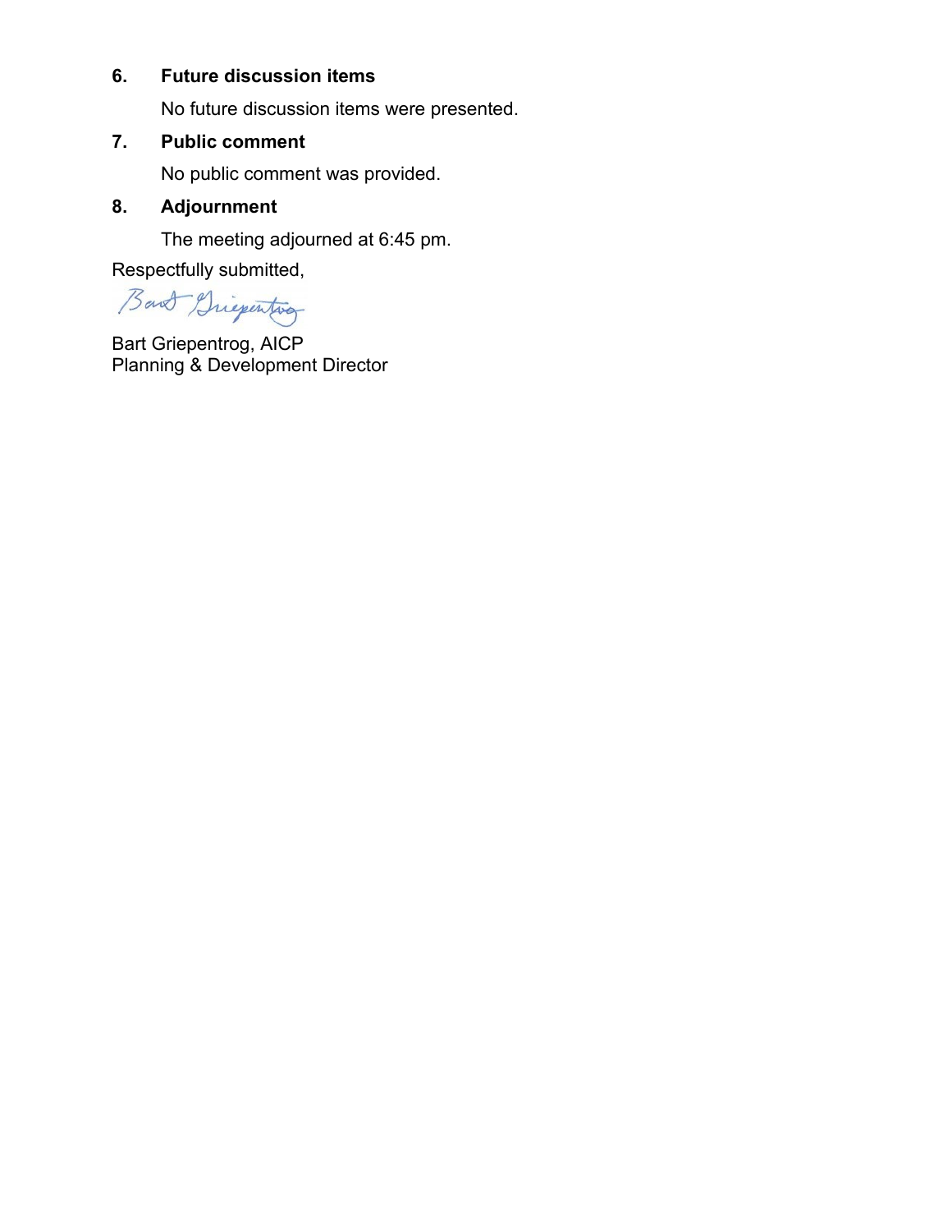**6. Future discussion items**

No future discussion items were presented.

**7. Public comment**

No public comment was provided.

**8. Adjournment**

The meeting adjourned at 6:45 pm.

Respectfully submitted,

Bart Griepentrog, AICP
Planning & Development Director